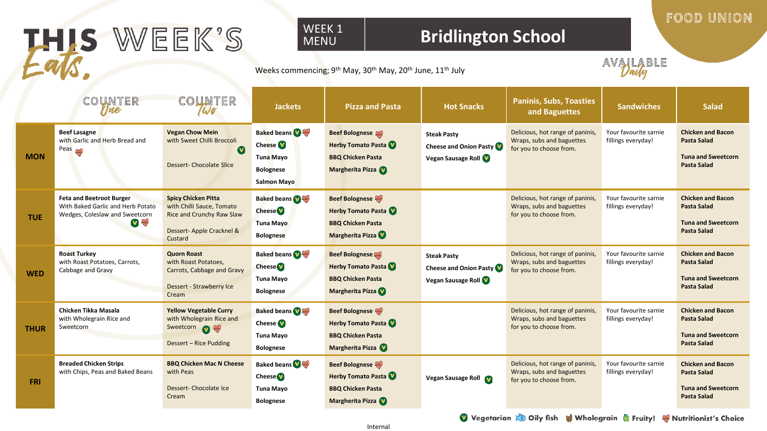# THIS WEEK'S Eats.

**WEEK 1 MENU** — **Bridlington School**

FOOD UNION

Weeks commencing; 9th May, 30th May, 20th June, 11th July

AVAILABLE Daily

| | Counter One | Counter Two | Jackets | Pizza and Pasta | Hot Snacks | Paninis, Subs, Toasties and Baguettes | Sandwiches | Salad |
|---|---|---|---|---|---|---|---|---|
| **MON** | **Beef Lasagne** with Garlic and Herb Bread and Peas (Nutritionist's Choice) | **Vegan Chow Mein** with Sweet Chilli Broccoli (V) <br> Dessert- Chocolate Slice | **Baked beans** (V) (Nutritionist's Choice) <br> **Cheese** (V) <br> **Tuna Mayo** <br> **Bolognese** <br> **Salmon Mayo** | **Beef Bolognese** (Nutritionist's Choice) <br> **Herby Tomato Pasta** (V) <br> **BBQ Chicken Pasta** <br> **Margherita Pizza** (V) | **Steak Pasty** <br> **Cheese and Onion Pasty** (V) <br> **Vegan Sausage Roll** (V) | Delicious, hot range of paninis, Wraps, subs and baguettes for you to choose from. | Your favourite sarnie fillings everyday! | **Chicken and Bacon Pasta Salad** <br> **Tuna and Sweetcorn Pasta Salad** |
| **TUE** | **Feta and Beetroot Burger** With Baked Garlic and Herb Potato Wedges, Coleslaw and Sweetcorn (V) (Nutritionist's Choice) | **Spicy Chicken Pitta** with Chilli Sauce, Tomato Rice and Crunchy Raw Slaw <br> Dessert- Apple Cracknel & Custard | **Baked beans** (V) (Nutritionist's Choice) <br> **Cheese** (V) <br> **Tuna Mayo** <br> **Bolognese** | **Beef Bolognese** (Nutritionist's Choice) <br> **Herby Tomato Pasta** (V) <br> **BBQ Chicken Pasta** <br> **Margherita Pizza** (V) | | Delicious, hot range of paninis, Wraps, subs and baguettes for you to choose from. | Your favourite sarnie fillings everyday! | **Chicken and Bacon Pasta Salad** <br> **Tuna and Sweetcorn Pasta Salad** |
| **WED** | **Roast Turkey** with Roast Potatoes, Carrots, Cabbage and Gravy | **Quorn Roast** with Roast Potatoes, Carrots, Cabbage and Gravy <br> Dessert - Strawberry Ice Cream | **Baked beans** (V) (Nutritionist's Choice) <br> **Cheese** (V) <br> **Tuna Mayo** <br> **Bolognese** | **Beef Bolognese** (Nutritionist's Choice) <br> **Herby Tomato Pasta** (V) <br> **BBQ Chicken Pasta** <br> **Margherita Pizza** (V) | **Steak Pasty** <br> **Cheese and Onion Pasty** (V) <br> **Vegan Sausage Roll** (V) | Delicious, hot range of paninis, Wraps, subs and baguettes for you to choose from. | Your favourite sarnie fillings everyday! | **Chicken and Bacon Pasta Salad** <br> **Tuna and Sweetcorn Pasta Salad** |
| **THUR** | **Chicken Tikka Masala** with Wholegrain Rice and Sweetcorn | **Yellow Vegetable Curry** with Wholegrain Rice and Sweetcorn (V) (Nutritionist's Choice) <br> Dessert – Rice Pudding | **Baked beans** (V) (Nutritionist's Choice) <br> **Cheese** (V) <br> **Tuna Mayo** <br> **Bolognese** | **Beef Bolognese** (Nutritionist's Choice) <br> **Herby Tomato Pasta** (V) <br> **BBQ Chicken Pasta** <br> **Margherita Pizza** (V) | | Delicious, hot range of paninis, Wraps, subs and baguettes for you to choose from. | Your favourite sarnie fillings everyday! | **Chicken and Bacon Pasta Salad** <br> **Tuna and Sweetcorn Pasta Salad** |
| **FRI** | **Breaded Chicken Strips** with Chips, Peas and Baked Beans | **BBQ Chicken Mac N Cheese** with Peas <br> Dessert- Chocolate Ice Cream | **Baked beans** (V) (Nutritionist's Choice) <br> **Cheese** (V) <br> **Tuna Mayo** <br> **Bolognese** | **Beef Bolognese** (Nutritionist's Choice) <br> **Herby Tomato Pasta** (V) <br> **BBQ Chicken Pasta** <br> **Margherita Pizza** (V) | **Vegan Sausage Roll** (V) | Delicious, hot range of paninis, Wraps, subs and baguettes for you to choose from. | Your favourite sarnie fillings everyday! | **Chicken and Bacon Pasta Salad** <br> **Tuna and Sweetcorn Pasta Salad** |

(V) Vegetarian · Oily fish · Wholegrain · Fruity! · Nutritionist's Choice

Internal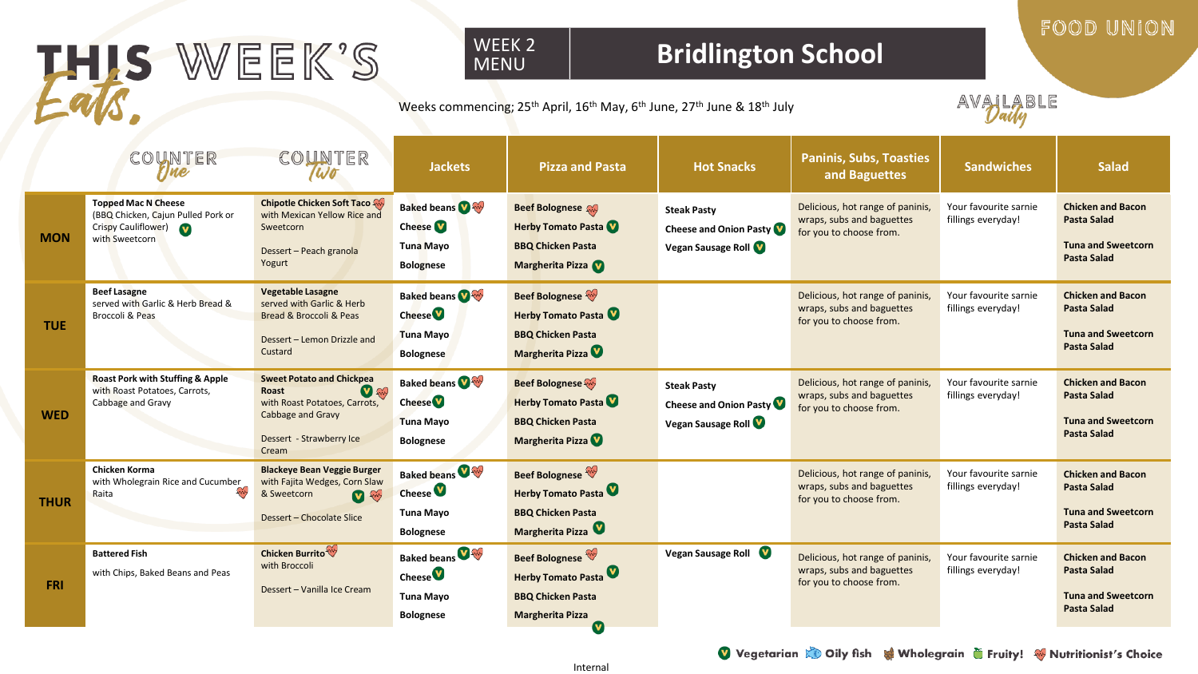# THIS WEEK'S Eats.

**WEEK 2 MENU** — **Bridlington School**

FOOD UNION

Weeks commencing; 25th April, 16th May, 6th June, 27th June & 18th July

AVAILABLE Daily

| | Counter One | Counter Two | Jackets | Pizza and Pasta | Hot Snacks | Paninis, Subs, Toasties and Baguettes | Sandwiches | Salad |
|---|---|---|---|---|---|---|---|---|
| **MON** | **Topped Mac N Cheese** (BBQ Chicken, Cajun Pulled Pork or Crispy Cauliflower) (V) with Sweetcorn | **Chipotle Chicken Soft Taco** (Nutritionist's Choice) with Mexican Yellow Rice and Sweetcorn<br><br>Dessert – Peach granola Yogurt | **Baked beans** (V) (Nutritionist's Choice)<br>**Cheese** (V)<br>**Tuna Mayo**<br>**Bolognese** | **Beef Bolognese** (Nutritionist's Choice)<br>**Herby Tomato Pasta** (V)<br>**BBQ Chicken Pasta**<br>**Margherita Pizza** (V) | **Steak Pasty**<br>**Cheese and Onion Pasty** (V)<br>**Vegan Sausage Roll** (V) | Delicious, hot range of paninis, wraps, subs and baguettes for you to choose from. | Your favourite sarnie fillings everyday! | **Chicken and Bacon Pasta Salad**<br><br>**Tuna and Sweetcorn Pasta Salad** |
| **TUE** | **Beef Lasagne** served with Garlic & Herb Bread & Broccoli & Peas | **Vegetable Lasagne** served with Garlic & Herb Bread & Broccoli & Peas<br><br>Dessert – Lemon Drizzle and Custard | **Baked beans** (V) (Nutritionist's Choice)<br>**Cheese** (V)<br>**Tuna Mayo**<br>**Bolognese** | **Beef Bolognese** (Nutritionist's Choice)<br>**Herby Tomato Pasta** (V)<br>**BBQ Chicken Pasta**<br>**Margherita Pizza** (V) | | Delicious, hot range of paninis, wraps, subs and baguettes for you to choose from. | Your favourite sarnie fillings everyday! | **Chicken and Bacon Pasta Salad**<br><br>**Tuna and Sweetcorn Pasta Salad** |
| **WED** | **Roast Pork with Stuffing & Apple** with Roast Potatoes, Carrots, Cabbage and Gravy | **Sweet Potato and Chickpea Roast** (V) (Nutritionist's Choice) with Roast Potatoes, Carrots, Cabbage and Gravy<br><br>Dessert - Strawberry Ice Cream | **Baked beans** (V) (Nutritionist's Choice)<br>**Cheese** (V)<br>**Tuna Mayo**<br>**Bolognese** | **Beef Bolognese** (Nutritionist's Choice)<br>**Herby Tomato Pasta** (V)<br>**BBQ Chicken Pasta**<br>**Margherita Pizza** (V) | **Steak Pasty**<br>**Cheese and Onion Pasty** (V)<br>**Vegan Sausage Roll** (V) | Delicious, hot range of paninis, wraps, subs and baguettes for you to choose from. | Your favourite sarnie fillings everyday! | **Chicken and Bacon Pasta Salad**<br><br>**Tuna and Sweetcorn Pasta Salad** |
| **THUR** | **Chicken Korma** with Wholegrain Rice and Cucumber Raita (Nutritionist's Choice) | **Blackeye Bean Veggie Burger** with Fajita Wedges, Corn Slaw & Sweetcorn (V) (Nutritionist's Choice)<br><br>Dessert – Chocolate Slice | **Baked beans** (V) (Nutritionist's Choice)<br>**Cheese** (V)<br>**Tuna Mayo**<br>**Bolognese** | **Beef Bolognese** (Nutritionist's Choice)<br>**Herby Tomato Pasta** (V)<br>**BBQ Chicken Pasta**<br>**Margherita Pizza** (V) | | Delicious, hot range of paninis, wraps, subs and baguettes for you to choose from. | Your favourite sarnie fillings everyday! | **Chicken and Bacon Pasta Salad**<br><br>**Tuna and Sweetcorn Pasta Salad** |
| **FRI** | **Battered Fish**<br>with Chips, Baked Beans and Peas | **Chicken Burrito** (Nutritionist's Choice) with Broccoli<br><br>Dessert – Vanilla Ice Cream | **Baked beans** (V) (Nutritionist's Choice)<br>**Cheese** (V)<br>**Tuna Mayo**<br>**Bolognese** | **Beef Bolognese** (Nutritionist's Choice)<br>**Herby Tomato Pasta** (V)<br>**BBQ Chicken Pasta**<br>**Margherita Pizza** (V) | **Vegan Sausage Roll** (V) | Delicious, hot range of paninis, wraps, subs and baguettes for you to choose from. | Your favourite sarnie fillings everyday! | **Chicken and Bacon Pasta Salad**<br><br>**Tuna and Sweetcorn Pasta Salad** |

(V) Vegetarian | Oily fish | Wholegrain | Fruity! | Nutritionist's Choice

Internal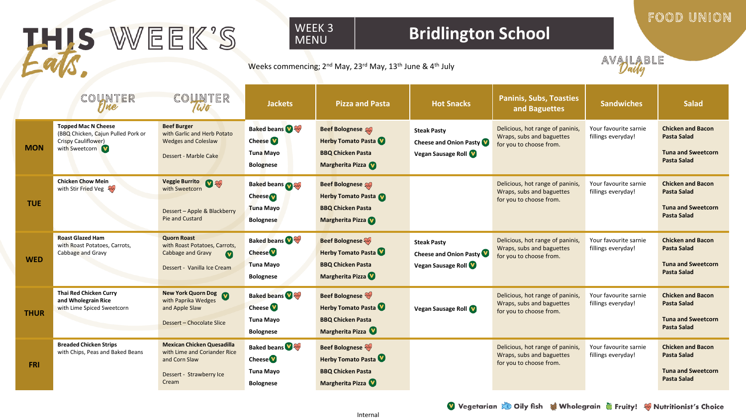# THIS WEEK'S Eats.

WEEK 3 MENU

## Bridlington School

FOOD UNION

Weeks commencing; 2nd May, 23rd May, 13th June & 4th July

AVAILABLE Daily

| | COUNTER One | COUNTER Two | Jackets | Pizza and Pasta | Hot Snacks | Paninis, Subs, Toasties and Baguettes | Sandwiches | Salad |
|---|---|---|---|---|---|---|---|---|
| **MON** | **Topped Mac N Cheese** (BBQ Chicken, Cajun Pulled Pork or Crispy Cauliflower) with Sweetcorn (V) | **Beef Burger** with Garlic and Herb Potato Wedges and Coleslaw<br><br>Dessert - Marble Cake | **Baked beans** (V) (Nutritionist's Choice)<br>**Cheese** (V)<br>**Tuna Mayo**<br>**Bolognese** | **Beef Bolognese** (Nutritionist's Choice)<br>**Herby Tomato Pasta** (V)<br>**BBQ Chicken Pasta**<br>**Margherita Pizza** (V) | **Steak Pasty**<br>**Cheese and Onion Pasty** (V)<br>**Vegan Sausage Roll** (V) | Delicious, hot range of paninis, Wraps, subs and baguettes for you to choose from. | Your favourite sarnie fillings everyday! | **Chicken and Bacon Pasta Salad**<br><br>**Tuna and Sweetcorn Pasta Salad** |
| **TUE** | **Chicken Chow Mein** with Stir Fried Veg (Nutritionist's Choice) | **Veggie Burrito** (V) (Nutritionist's Choice) with Sweetcorn<br><br>Dessert – Apple & Blackberry Pie and Custard | **Baked beans** (V) (Nutritionist's Choice)<br>**Cheese** (V)<br>**Tuna Mayo**<br>**Bolognese** | **Beef Bolognese** (Nutritionist's Choice)<br>**Herby Tomato Pasta** (V)<br>**BBQ Chicken Pasta**<br>**Margherita Pizza** (V) | | Delicious, hot range of paninis, Wraps, subs and baguettes for you to choose from. | Your favourite sarnie fillings everyday! | **Chicken and Bacon Pasta Salad**<br><br>**Tuna and Sweetcorn Pasta Salad** |
| **WED** | **Roast Glazed Ham** with Roast Potatoes, Carrots, Cabbage and Gravy | **Quorn Roast** with Roast Potatoes, Carrots, Cabbage and Gravy (V)<br><br>Dessert - Vanilla Ice Cream | **Baked beans** (V) (Nutritionist's Choice)<br>**Cheese** (V)<br>**Tuna Mayo**<br>**Bolognese** | **Beef Bolognese** (Nutritionist's Choice)<br>**Herby Tomato Pasta** (V)<br>**BBQ Chicken Pasta**<br>**Margherita Pizza** (V) | **Steak Pasty**<br>**Cheese and Onion Pasty** (V)<br>**Vegan Sausage Roll** (V) | Delicious, hot range of paninis, Wraps, subs and baguettes for you to choose from. | Your favourite sarnie fillings everyday! | **Chicken and Bacon Pasta Salad**<br><br>**Tuna and Sweetcorn Pasta Salad** |
| **THUR** | **Thai Red Chicken Curry and Wholegrain Rice** with Lime Spiced Sweetcorn | **New York Quorn Dog** (V) with Paprika Wedges and Apple Slaw<br><br>Dessert – Chocolate Slice | **Baked beans** (V) (Nutritionist's Choice)<br>**Cheese** (V)<br>**Tuna Mayo**<br>**Bolognese** | **Beef Bolognese** (Nutritionist's Choice)<br>**Herby Tomato Pasta** (V)<br>**BBQ Chicken Pasta**<br>**Margherita Pizza** (V) | **Vegan Sausage Roll** (V) | Delicious, hot range of paninis, Wraps, subs and baguettes for you to choose from. | Your favourite sarnie fillings everyday! | **Chicken and Bacon Pasta Salad**<br><br>**Tuna and Sweetcorn Pasta Salad** |
| **FRI** | **Breaded Chicken Strips** with Chips, Peas and Baked Beans | **Mexican Chicken Quesadilla** with Lime and Coriander Rice and Corn Slaw<br><br>Dessert - Strawberry Ice Cream | **Baked beans** (V) (Nutritionist's Choice)<br>**Cheese** (V)<br>**Tuna Mayo**<br>**Bolognese** | **Beef Bolognese** (Nutritionist's Choice)<br>**Herby Tomato Pasta** (V)<br>**BBQ Chicken Pasta**<br>**Margherita Pizza** (V) | | Delicious, hot range of paninis, Wraps, subs and baguettes for you to choose from. | Your favourite sarnie fillings everyday! | **Chicken and Bacon Pasta Salad**<br><br>**Tuna and Sweetcorn Pasta Salad** |

(V) Vegetarian | Oily fish | Wholegrain | Fruity! | Nutritionist's Choice

Internal